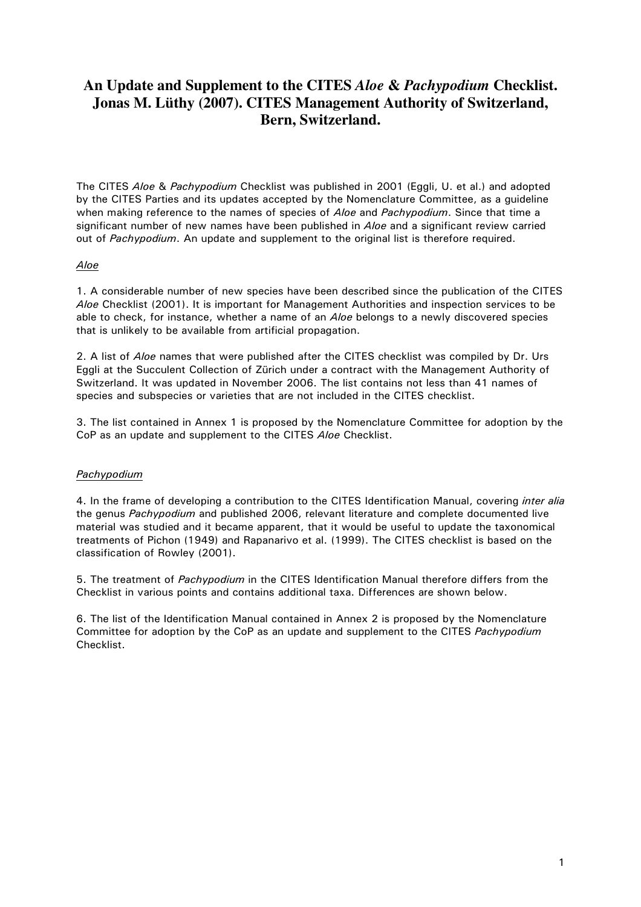# An Update and Supplement to the CITES *Aloe* & *Pachypodium* Checklist. Jonas M. Lüthy (2007). CITES Management Authority of Switzerland, Bern, Switzerland.

The CITES *Aloe* & *Pachypodium* Checklist was published in 2001 (Eggli, U. et al.) and adopted by the CITES Parties and its updates accepted by the Nomenclature Committee, as a guideline when making reference to the names of species of *Aloe* and *Pachypodium*. Since that time a significant number of new names have been published in *Aloe* and a significant review carried out of *Pachypodium*. An update and supplement to the original list is therefore required.

## *Aloe*

1. A considerable number of new species have been described since the publication of the CITES *Aloe* Checklist (2001). It is important for Management Authorities and inspection services to be able to check, for instance, whether a name of an *Aloe* belongs to a newly discovered species that is unlikely to be available from artificial propagation.

2. A list of *Aloe* names that were published after the CITES checklist was compiled by Dr. Urs Eggli at the Succulent Collection of Zürich under a contract with the Management Authority of Switzerland. It was updated in November 2006. The list contains not less than 41 names of species and subspecies or varieties that are not included in the CITES checklist.

3. The list contained in Annex 1 is proposed by the Nomenclature Committee for adoption by the CoP as an update and supplement to the CITES *Aloe* Checklist.

## *Pachypodium*

4. In the frame of developing a contribution to the CITES Identification Manual, covering *inter alia* the genus *Pachypodium* and published 2006, relevant literature and complete documented live material was studied and it became apparent, that it would be useful to update the taxonomical treatments of Pichon (1949) and Rapanarivo et al. (1999). The CITES checklist is based on the classification of Rowley (2001).

5. The treatment of *Pachypodium* in the CITES Identification Manual therefore differs from the Checklist in various points and contains additional taxa. Differences are shown below.

6. The list of the Identification Manual contained in Annex 2 is proposed by the Nomenclature Committee for adoption by the CoP as an update and supplement to the CITES *Pachypodium* Checklist.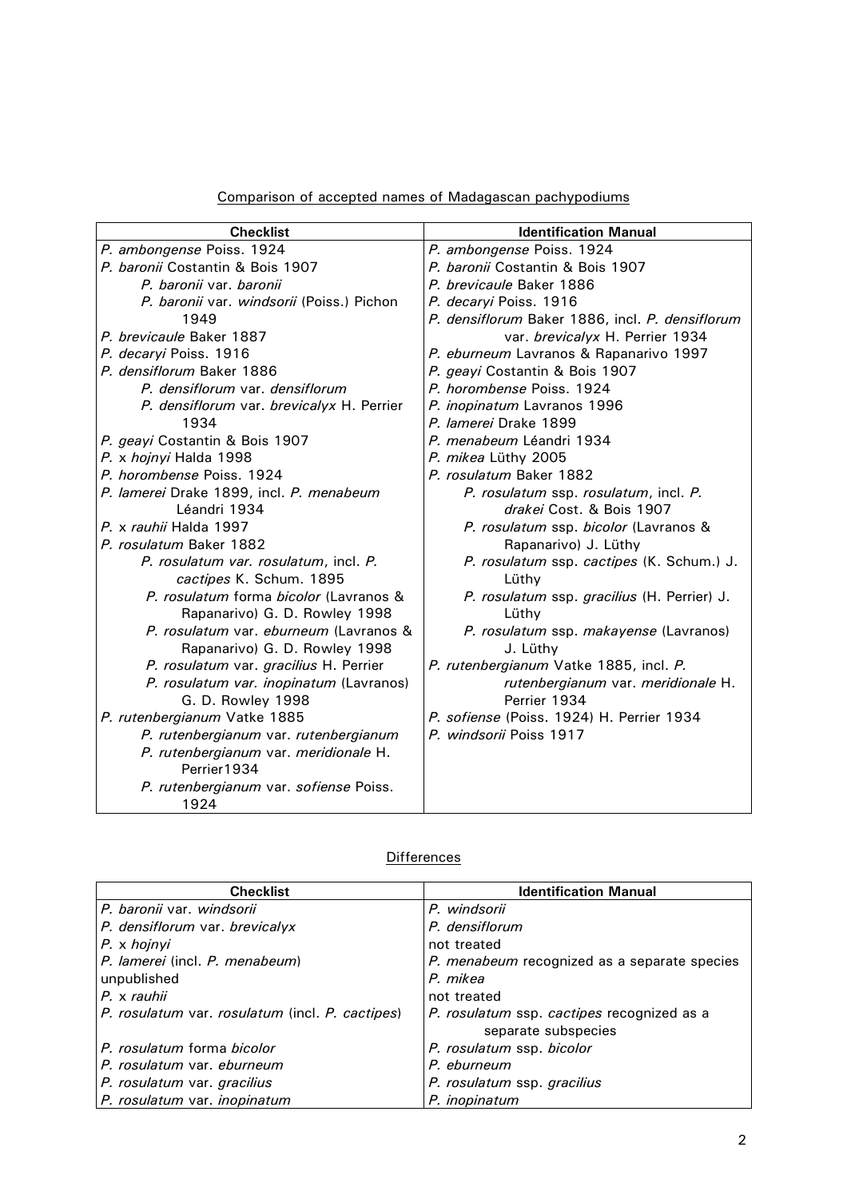Comparison of accepted names of Madagascan pachypodiums

| Checklist | Identification Manual |
|---|---|
| *P. ambongense* Poiss. 1924 | *P. ambongense* Poiss. 1924 |
| *P. baronii* Costantin & Bois 1907 | *P. baronii* Costantin & Bois 1907 |
| *P. baronii* var. *baronii* | *P. brevicaule* Baker 1886 |
| *P. baronii* var. *windsorii* (Poiss.) Pichon 1949 | *P. decaryi* Poiss. 1916 |
| *P. brevicaule* Baker 1887 | *P. densiflorum* Baker 1886, incl. *P. densiflorum* var. *brevicalyx* H. Perrier 1934 |
| *P. decaryi* Poiss. 1916 | *P. eburneum* Lavranos & Rapanarivo 1997 |
| *P. densiflorum* Baker 1886 | *P. geayi* Costantin & Bois 1907 |
| *P. densiflorum* var. *densiflorum* | *P. horombense* Poiss. 1924 |
| *P. densiflorum* var. *brevicalyx* H. Perrier 1934 | *P. inopinatum* Lavranos 1996 |
| *P. geayi* Costantin & Bois 1907 | *P. lamerei* Drake 1899 |
| *P.* x *hojnyi* Halda 1998 | *P. menabeum* Léandri 1934 |
| *P. horombense* Poiss. 1924 | *P. mikea* Lüthy 2005 |
| *P. lamerei* Drake 1899, incl. *P. menabeum* Léandri 1934 | *P. rosulatum* Baker 1882 |
| *P.* x *rauhii* Halda 1997 | *P. rosulatum* ssp. *rosulatum*, incl. *P. drakei* Cost. & Bois 1907 |
| *P. rosulatum* Baker 1882 | *P. rosulatum* ssp. *bicolor* (Lavranos & Rapanarivo) J. Lüthy |
| *P. rosulatum var. rosulatum*, incl. *P. cactipes* K. Schum. 1895 | *P. rosulatum* ssp. *cactipes* (K. Schum.) J. Lüthy |
| *P. rosulatum* forma *bicolor* (Lavranos & Rapanarivo) G. D. Rowley 1998 | *P. rosulatum* ssp. *gracilius* (H. Perrier) J. Lüthy |
| *P. rosulatum* var. *eburneum* (Lavranos & Rapanarivo) G. D. Rowley 1998 | *P. rosulatum* ssp. *makayense* (Lavranos) J. Lüthy |
| *P. rosulatum* var. *gracilius* H. Perrier | *P. rutenbergianum* Vatke 1885, incl. *P. rutenbergianum* var. *meridionale* H. Perrier 1934 |
| *P. rosulatum var. inopinatum* (Lavranos) G. D. Rowley 1998 | *P. sofiense* (Poiss. 1924) H. Perrier 1934 |
| *P. rutenbergianum* Vatke 1885 | *P. windsorii* Poiss 1917 |
| *P. rutenbergianum* var. *rutenbergianum* | |
| *P. rutenbergianum* var. *meridionale* H. Perrier1934 | |
| *P. rutenbergianum* var. *sofiense* Poiss. 1924 | |

Differences

| Checklist | Identification Manual |
|---|---|
| *P. baronii* var. *windsorii* | *P. windsorii* |
| *P. densiflorum* var. *brevicalyx* | *P. densiflorum* |
| *P.* x *hojnyi* | not treated |
| *P. lamerei* (incl. *P. menabeum*) | *P. menabeum* recognized as a separate species |
| unpublished | *P. mikea* |
| *P.* x *rauhii* | not treated |
| *P. rosulatum* var. *rosulatum* (incl. *P. cactipes*) | *P. rosulatum* ssp. *cactipes* recognized as a separate subspecies |
| *P. rosulatum* forma *bicolor* | *P. rosulatum* ssp. *bicolor* |
| *P. rosulatum* var. *eburneum* | *P. eburneum* |
| *P. rosulatum* var. *gracilius* | *P. rosulatum* ssp. *gracilius* |
| *P. rosulatum* var. *inopinatum* | *P. inopinatum* |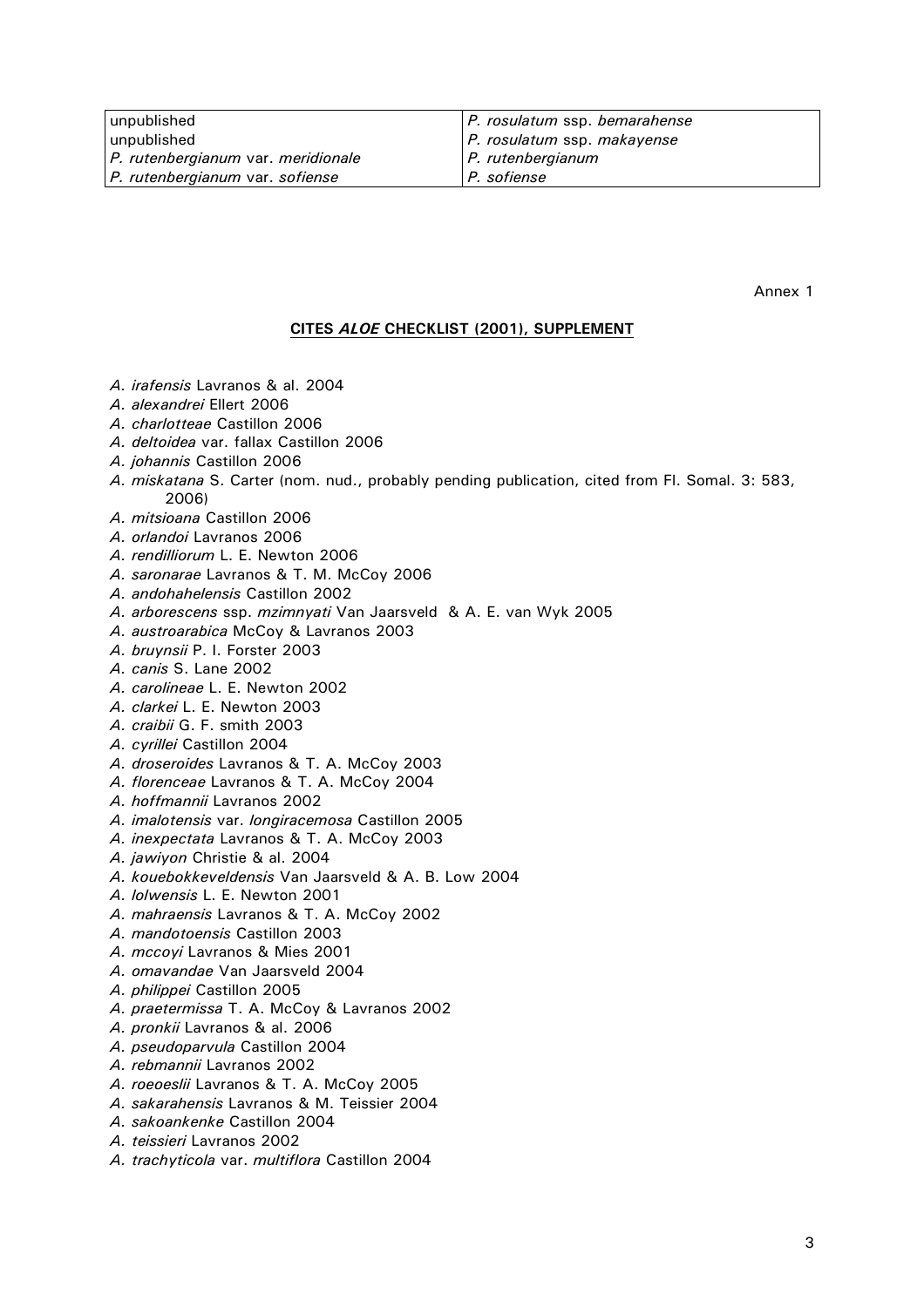| unpublished | *P. rosulatum* ssp. *bemarahense* |
| --- | --- |
| unpublished | *P. rosulatum* ssp. *makayense* |
| *P. rutenbergianum* var. *meridionale* | *P. rutenbergianum* |
| *P. rutenbergianum* var. *sofiense* | *P. sofiense* |

Annex 1

## CITES *ALOE* CHECKLIST (2001), SUPPLEMENT

*A. irafensis* Lavranos & al. 2004
*A. alexandrei* Ellert 2006
*A. charlotteae* Castillon 2006
*A. deltoidea* var. fallax Castillon 2006
*A. johannis* Castillon 2006
*A. miskatana* S. Carter (nom. nud., probably pending publication, cited from Fl. Somal. 3: 583, 2006)
*A. mitsioana* Castillon 2006
*A. orlandoi* Lavranos 2006
*A. rendilliorum* L. E. Newton 2006
*A. saronarae* Lavranos & T. M. McCoy 2006
*A. andohahelensis* Castillon 2002
*A. arborescens* ssp. *mzimnyati* Van Jaarsveld & A. E. van Wyk 2005
*A. austroarabica* McCoy & Lavranos 2003
*A. bruynsii* P. I. Forster 2003
*A. canis* S. Lane 2002
*A. carolineae* L. E. Newton 2002
*A. clarkei* L. E. Newton 2003
*A. craibii* G. F. smith 2003
*A. cyrillei* Castillon 2004
*A. droseroides* Lavranos & T. A. McCoy 2003
*A. florenceae* Lavranos & T. A. McCoy 2004
*A. hoffmannii* Lavranos 2002
*A. imalotensis* var. *longiracemosa* Castillon 2005
*A. inexpectata* Lavranos & T. A. McCoy 2003
*A. jawiyon* Christie & al. 2004
*A. kouebokkeveldensis* Van Jaarsveld & A. B. Low 2004
*A. lolwensis* L. E. Newton 2001
*A. mahraensis* Lavranos & T. A. McCoy 2002
*A. mandotoensis* Castillon 2003
*A. mccoyi* Lavranos & Mies 2001
*A. omavandae* Van Jaarsveld 2004
*A. philippei* Castillon 2005
*A. praetermissa* T. A. McCoy & Lavranos 2002
*A. pronkii* Lavranos & al. 2006
*A. pseudoparvula* Castillon 2004
*A. rebmannii* Lavranos 2002
*A. roeoeslii* Lavranos & T. A. McCoy 2005
*A. sakarahensis* Lavranos & M. Teissier 2004
*A. sakoankenke* Castillon 2004
*A. teissieri* Lavranos 2002
*A. trachyticola* var. *multiflora* Castillon 2004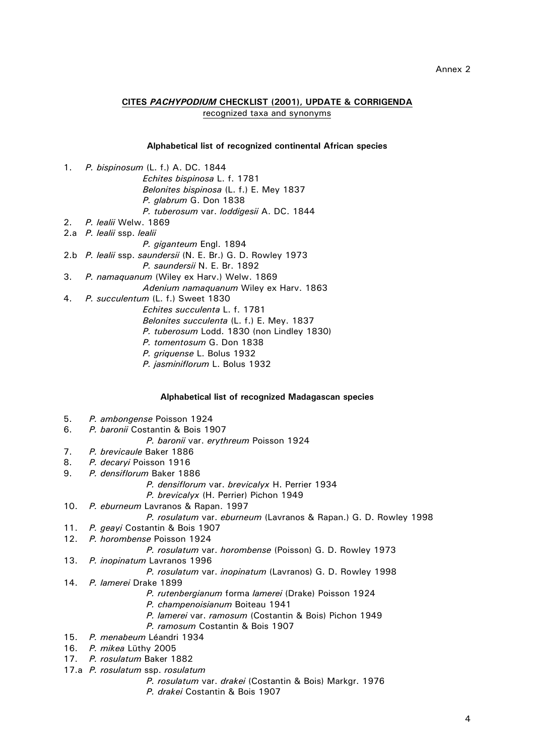Annex 2

**CITES *PACHYPODIUM* CHECKLIST (2001), UPDATE & CORRIGENDA**
recognized taxa and synonyms

**Alphabetical list of recognized continental African species**

1. *P. bispinosum* (L. f.) A. DC. 1844
   - *Echites bispinosa* L. f. 1781
   - *Belonites bispinosa* (L. f.) E. Mey 1837
   - *P. glabrum* G. Don 1838
   - *P. tuberosum* var. *loddigesii* A. DC. 1844
2. *P. lealii* Welw. 1869

2.a *P. lealii* ssp. *lealii*
   - *P. giganteum* Engl. 1894

2.b *P. lealii* ssp. *saundersii* (N. E. Br.) G. D. Rowley 1973
   - *P. saundersii* N. E. Br. 1892

3. *P. namaquanum* (Wiley ex Harv.) Welw. 1869
   - *Adenium namaquanum* Wiley ex Harv. 1863
4. *P. succulentum* (L. f.) Sweet 1830
   - *Echites succulenta* L. f. 1781
   - *Belonites succulenta* (L. f.) E. Mey. 1837
   - *P. tuberosum* Lodd. 1830 (non Lindley 1830)
   - *P. tomentosum* G. Don 1838
   - *P. griquense* L. Bolus 1932
   - *P. jasminiflorum* L. Bolus 1932

**Alphabetical list of recognized Madagascan species**

5. *P. ambongense* Poisson 1924
6. *P. baronii* Costantin & Bois 1907
   - *P. baronii* var. *erythreum* Poisson 1924
7. *P. brevicaule* Baker 1886
8. *P. decaryi* Poisson 1916
9. *P. densiflorum* Baker 1886
   - *P. densiflorum* var. *brevicalyx* H. Perrier 1934
   - *P. brevicalyx* (H. Perrier) Pichon 1949
10. *P. eburneum* Lavranos & Rapan. 1997
    - *P. rosulatum* var. *eburneum* (Lavranos & Rapan.) G. D. Rowley 1998
11. *P. geayi* Costantin & Bois 1907
12. *P. horombense* Poisson 1924
    - *P. rosulatum* var. *horombense* (Poisson) G. D. Rowley 1973
13. *P. inopinatum* Lavranos 1996
    - *P. rosulatum* var. *inopinatum* (Lavranos) G. D. Rowley 1998
14. *P. lamerei* Drake 1899
    - *P. rutenbergianum* forma *lamerei* (Drake) Poisson 1924
    - *P. champenoisianum* Boiteau 1941
    - *P. lamerei* var. *ramosum* (Costantin & Bois) Pichon 1949
    - *P. ramosum* Costantin & Bois 1907
15. *P. menabeum* Léandri 1934
16. *P. mikea* Lüthy 2005
17. *P. rosulatum* Baker 1882

17.a *P. rosulatum* ssp. *rosulatum*
   - *P. rosulatum* var. *drakei* (Costantin & Bois) Markgr. 1976
   - *P. drakei* Costantin & Bois 1907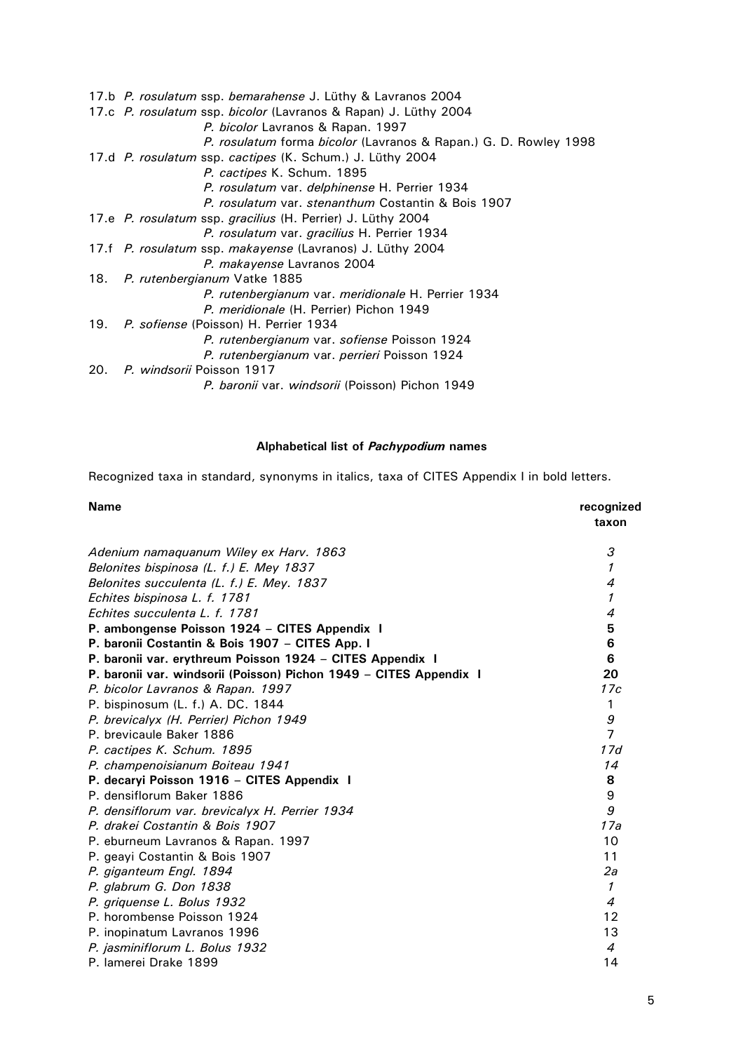17.b *P. rosulatum* ssp. *bemarahense* J. Lüthy & Lavranos 2004

17.c *P. rosulatum* ssp. *bicolor* (Lavranos & Rapan) J. Lüthy 2004
- *P. bicolor* Lavranos & Rapan. 1997
- *P. rosulatum* forma *bicolor* (Lavranos & Rapan.) G. D. Rowley 1998

17.d *P. rosulatum* ssp. *cactipes* (K. Schum.) J. Lüthy 2004
- *P. cactipes* K. Schum. 1895
- *P. rosulatum* var. *delphinense* H. Perrier 1934
- *P. rosulatum* var. *stenanthum* Costantin & Bois 1907

17.e *P. rosulatum* ssp. *gracilius* (H. Perrier) J. Lüthy 2004
- *P. rosulatum* var. *gracilius* H. Perrier 1934

17.f *P. rosulatum* ssp. *makayense* (Lavranos) J. Lüthy 2004
- *P. makayense* Lavranos 2004

18. *P. rutenbergianum* Vatke 1885
- *P. rutenbergianum* var. *meridionale* H. Perrier 1934
- *P. meridionale* (H. Perrier) Pichon 1949

19. *P. sofiense* (Poisson) H. Perrier 1934
- *P. rutenbergianum* var. *sofiense* Poisson 1924
- *P. rutenbergianum* var. *perrieri* Poisson 1924

20. *P. windsorii* Poisson 1917
- *P. baronii* var. *windsorii* (Poisson) Pichon 1949

## Alphabetical list of *Pachypodium* names

Recognized taxa in standard, synonyms in italics, taxa of CITES Appendix I in bold letters.

| Name | recognized taxon |
|---|---|
| *Adenium namaquanum Wiley ex Harv. 1863* | *3* |
| *Belonites bispinosa (L. f.) E. Mey 1837* | *1* |
| *Belonites succulenta (L. f.) E. Mey. 1837* | *4* |
| *Echites bispinosa L. f. 1781* | *1* |
| *Echites succulenta L. f. 1781* | *4* |
| **P. ambongense Poisson 1924 – CITES Appendix I** | **5** |
| **P. baronii Costantin & Bois 1907 – CITES App. I** | **6** |
| **P. baronii var. erythreum Poisson 1924 – CITES Appendix I** | **6** |
| **P. baronii var. windsorii (Poisson) Pichon 1949 – CITES Appendix I** | **20** |
| *P. bicolor Lavranos & Rapan. 1997* | *17c* |
| P. bispinosum (L. f.) A. DC. 1844 | 1 |
| *P. brevicalyx (H. Perrier) Pichon 1949* | *9* |
| P. brevicaule Baker 1886 | 7 |
| *P. cactipes K. Schum. 1895* | *17d* |
| *P. champenoisianum Boiteau 1941* | *14* |
| **P. decaryi Poisson 1916 – CITES Appendix I** | **8** |
| P. densiflorum Baker 1886 | 9 |
| *P. densiflorum var. brevicalyx H. Perrier 1934* | *9* |
| *P. drakei Costantin & Bois 1907* | *17a* |
| P. eburneum Lavranos & Rapan. 1997 | 10 |
| P. geayi Costantin & Bois 1907 | 11 |
| *P. giganteum Engl. 1894* | *2a* |
| *P. glabrum G. Don 1838* | *1* |
| *P. griquense L. Bolus 1932* | *4* |
| P. horombense Poisson 1924 | 12 |
| P. inopinatum Lavranos 1996 | 13 |
| *P. jasminiflorum L. Bolus 1932* | *4* |
| P. lamerei Drake 1899 | 14 |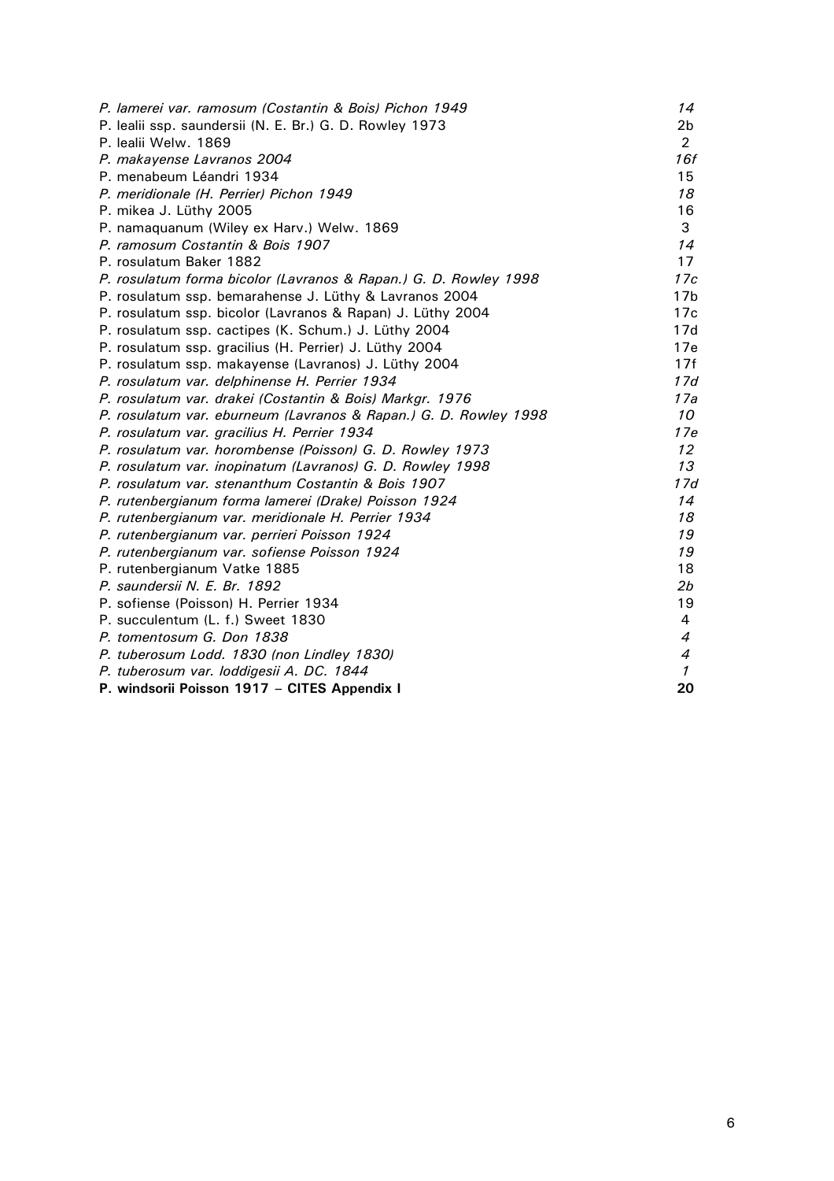| | |
|---|---|
| *P. lamerei var. ramosum (Costantin & Bois) Pichon 1949* | *14* |
| P. lealii ssp. saundersii (N. E. Br.) G. D. Rowley 1973 | 2b |
| P. lealii Welw. 1869 | 2 |
| *P. makayense Lavranos 2004* | *16f* |
| P. menabeum Léandri 1934 | 15 |
| *P. meridionale (H. Perrier) Pichon 1949* | *18* |
| P. mikea J. Lüthy 2005 | 16 |
| P. namaquanum (Wiley ex Harv.) Welw. 1869 | 3 |
| *P. ramosum Costantin & Bois 1907* | *14* |
| P. rosulatum Baker 1882 | 17 |
| *P. rosulatum forma bicolor (Lavranos & Rapan.) G. D. Rowley 1998* | *17c* |
| P. rosulatum ssp. bemarahense J. Lüthy & Lavranos 2004 | 17b |
| P. rosulatum ssp. bicolor (Lavranos & Rapan) J. Lüthy 2004 | 17c |
| P. rosulatum ssp. cactipes (K. Schum.) J. Lüthy 2004 | 17d |
| P. rosulatum ssp. gracilius (H. Perrier) J. Lüthy 2004 | 17e |
| P. rosulatum ssp. makayense (Lavranos) J. Lüthy 2004 | 17f |
| *P. rosulatum var. delphinense H. Perrier 1934* | *17d* |
| *P. rosulatum var. drakei (Costantin & Bois) Markgr. 1976* | *17a* |
| *P. rosulatum var. eburneum (Lavranos & Rapan.) G. D. Rowley 1998* | *10* |
| *P. rosulatum var. gracilius H. Perrier 1934* | *17e* |
| *P. rosulatum var. horombense (Poisson) G. D. Rowley 1973* | *12* |
| *P. rosulatum var. inopinatum (Lavranos) G. D. Rowley 1998* | *13* |
| *P. rosulatum var. stenanthum Costantin & Bois 1907* | *17d* |
| *P. rutenbergianum forma lamerei (Drake) Poisson 1924* | *14* |
| *P. rutenbergianum var. meridionale H. Perrier 1934* | *18* |
| *P. rutenbergianum var. perrieri Poisson 1924* | *19* |
| *P. rutenbergianum var. sofiense Poisson 1924* | *19* |
| P. rutenbergianum Vatke 1885 | 18 |
| *P. saundersii N. E. Br. 1892* | *2b* |
| P. sofiense (Poisson) H. Perrier 1934 | 19 |
| P. succulentum (L. f.) Sweet 1830 | 4 |
| *P. tomentosum G. Don 1838* | *4* |
| *P. tuberosum Lodd. 1830 (non Lindley 1830)* | *4* |
| *P. tuberosum var. loddigesii A. DC. 1844* | *1* |
| **P. windsorii Poisson 1917 – CITES Appendix I** | **20** |